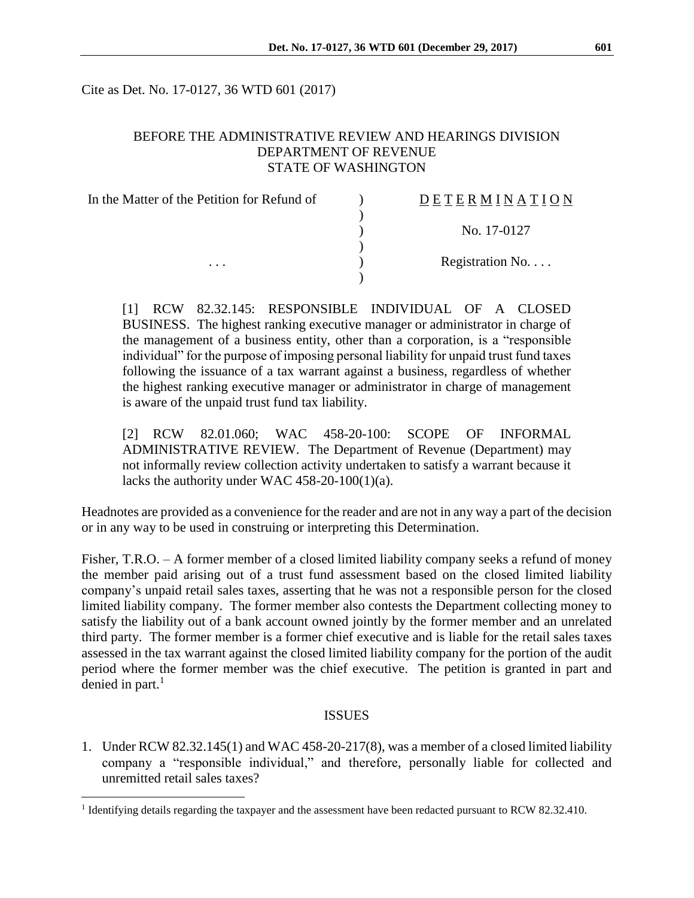Cite as Det. No. 17-0127, 36 WTD 601 (2017)

BEFORE THE ADMINISTRATIVE REVIEW AND HEARINGS DIVISION
DEPARTMENT OF REVENUE
STATE OF WASHINGTON

| | | |
|---|---|---|
| In the Matter of the Petition for Refund of | ) | D E T E R M I N A T I O N |
| | ) | |
| | ) | No. 17-0127 |
| | ) | |
| . . . | ) | Registration No. . . . |
| | ) | |

[1] RCW 82.32.145: RESPONSIBLE INDIVIDUAL OF A CLOSED BUSINESS. The highest ranking executive manager or administrator in charge of the management of a business entity, other than a corporation, is a "responsible individual" for the purpose of imposing personal liability for unpaid trust fund taxes following the issuance of a tax warrant against a business, regardless of whether the highest ranking executive manager or administrator in charge of management is aware of the unpaid trust fund tax liability.

[2] RCW 82.01.060; WAC 458-20-100: SCOPE OF INFORMAL ADMINISTRATIVE REVIEW. The Department of Revenue (Department) may not informally review collection activity undertaken to satisfy a warrant because it lacks the authority under WAC 458-20-100(1)(a).

Headnotes are provided as a convenience for the reader and are not in any way a part of the decision or in any way to be used in construing or interpreting this Determination.

Fisher, T.R.O. – A former member of a closed limited liability company seeks a refund of money the member paid arising out of a trust fund assessment based on the closed limited liability company's unpaid retail sales taxes, asserting that he was not a responsible person for the closed limited liability company. The former member also contests the Department collecting money to satisfy the liability out of a bank account owned jointly by the former member and an unrelated third party. The former member is a former chief executive and is liable for the retail sales taxes assessed in the tax warrant against the closed limited liability company for the portion of the audit period where the former member was the chief executive. The petition is granted in part and denied in part.[1]

## ISSUES

1. Under RCW 82.32.145(1) and WAC 458-20-217(8), was a member of a closed limited liability company a "responsible individual," and therefore, personally liable for collected and unremitted retail sales taxes?

[1] Identifying details regarding the taxpayer and the assessment have been redacted pursuant to RCW 82.32.410.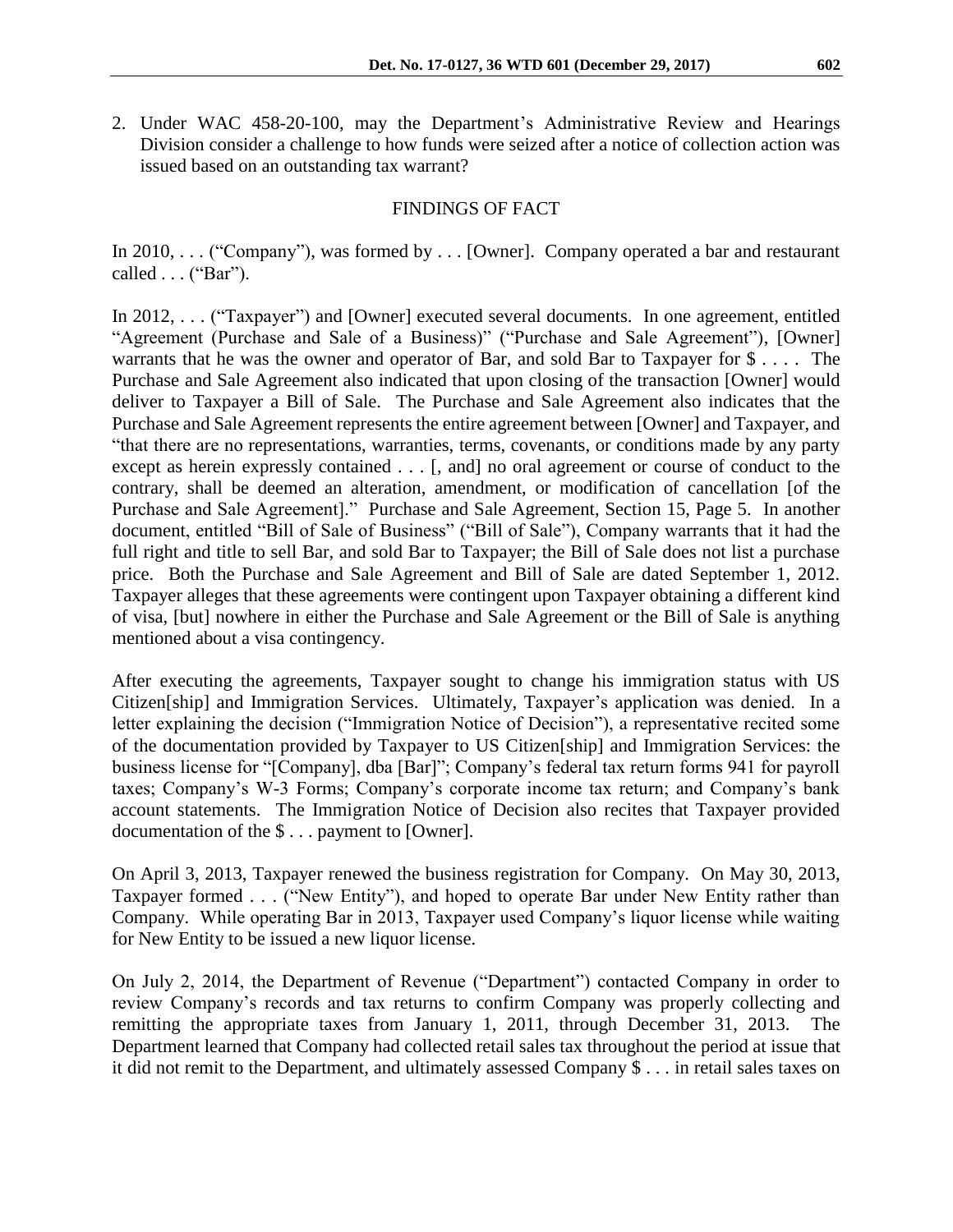2. Under WAC 458-20-100, may the Department's Administrative Review and Hearings Division consider a challenge to how funds were seized after a notice of collection action was issued based on an outstanding tax warrant?

## FINDINGS OF FACT

In 2010, . . . ("Company"), was formed by . . . [Owner]. Company operated a bar and restaurant called . . . ("Bar").

In 2012, . . . ("Taxpayer") and [Owner] executed several documents. In one agreement, entitled "Agreement (Purchase and Sale of a Business)" ("Purchase and Sale Agreement"), [Owner] warrants that he was the owner and operator of Bar, and sold Bar to Taxpayer for $ . . . . The Purchase and Sale Agreement also indicated that upon closing of the transaction [Owner] would deliver to Taxpayer a Bill of Sale. The Purchase and Sale Agreement also indicates that the Purchase and Sale Agreement represents the entire agreement between [Owner] and Taxpayer, and "that there are no representations, warranties, terms, covenants, or conditions made by any party except as herein expressly contained . . . [, and] no oral agreement or course of conduct to the contrary, shall be deemed an alteration, amendment, or modification of cancellation [of the Purchase and Sale Agreement]." Purchase and Sale Agreement, Section 15, Page 5. In another document, entitled "Bill of Sale of Business" ("Bill of Sale"), Company warrants that it had the full right and title to sell Bar, and sold Bar to Taxpayer; the Bill of Sale does not list a purchase price. Both the Purchase and Sale Agreement and Bill of Sale are dated September 1, 2012. Taxpayer alleges that these agreements were contingent upon Taxpayer obtaining a different kind of visa, [but] nowhere in either the Purchase and Sale Agreement or the Bill of Sale is anything mentioned about a visa contingency.

After executing the agreements, Taxpayer sought to change his immigration status with US Citizen[ship] and Immigration Services. Ultimately, Taxpayer's application was denied. In a letter explaining the decision ("Immigration Notice of Decision"), a representative recited some of the documentation provided by Taxpayer to US Citizen[ship] and Immigration Services: the business license for "[Company], dba [Bar]"; Company's federal tax return forms 941 for payroll taxes; Company's W-3 Forms; Company's corporate income tax return; and Company's bank account statements. The Immigration Notice of Decision also recites that Taxpayer provided documentation of the $ . . . payment to [Owner].

On April 3, 2013, Taxpayer renewed the business registration for Company. On May 30, 2013, Taxpayer formed . . . ("New Entity"), and hoped to operate Bar under New Entity rather than Company. While operating Bar in 2013, Taxpayer used Company's liquor license while waiting for New Entity to be issued a new liquor license.

On July 2, 2014, the Department of Revenue ("Department") contacted Company in order to review Company's records and tax returns to confirm Company was properly collecting and remitting the appropriate taxes from January 1, 2011, through December 31, 2013. The Department learned that Company had collected retail sales tax throughout the period at issue that it did not remit to the Department, and ultimately assessed Company $ . . . in retail sales taxes on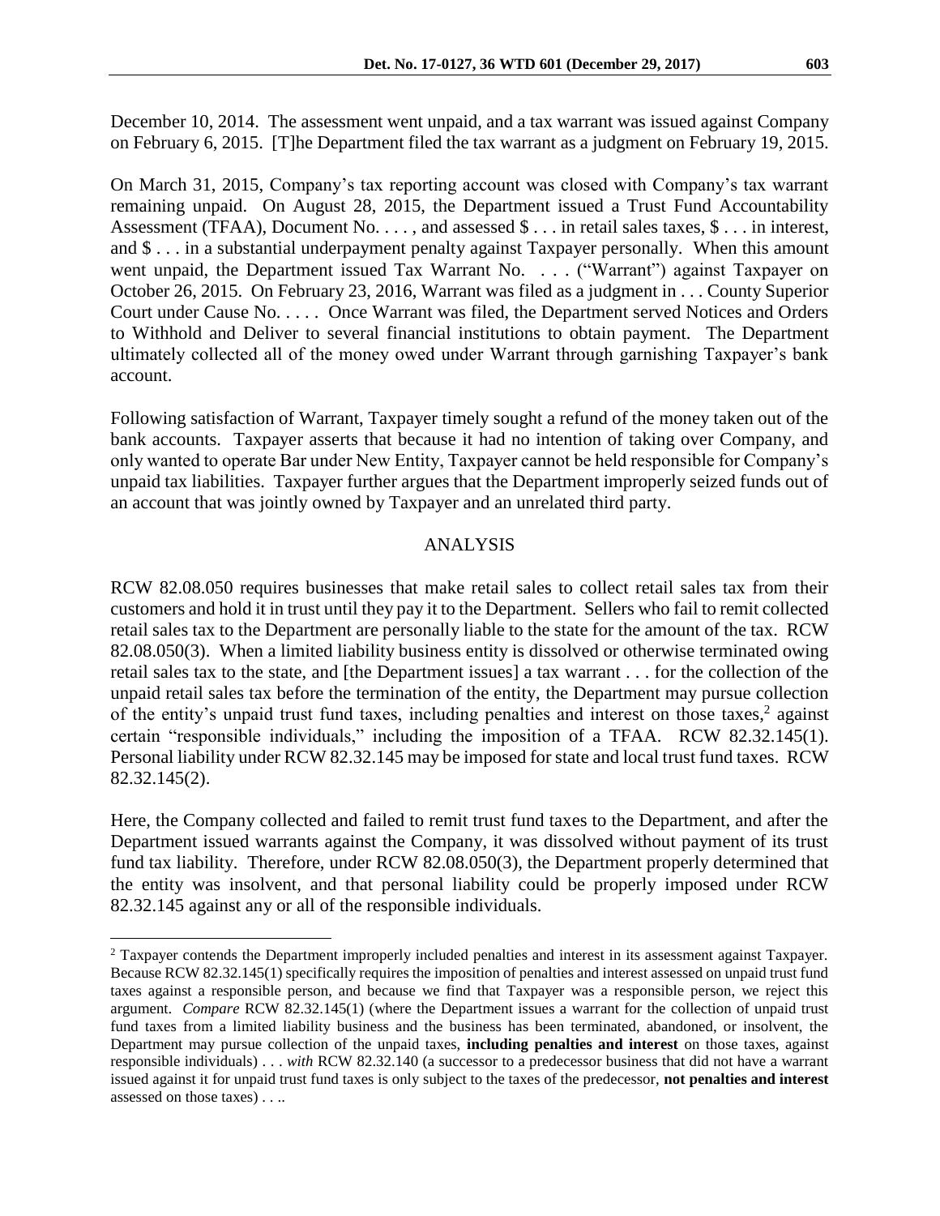December 10, 2014. The assessment went unpaid, and a tax warrant was issued against Company on February 6, 2015. [T]he Department filed the tax warrant as a judgment on February 19, 2015.

On March 31, 2015, Company's tax reporting account was closed with Company's tax warrant remaining unpaid. On August 28, 2015, the Department issued a Trust Fund Accountability Assessment (TFAA), Document No. . . . , and assessed $ . . . in retail sales taxes, $ . . . in interest, and $ . . . in a substantial underpayment penalty against Taxpayer personally. When this amount went unpaid, the Department issued Tax Warrant No. . . . ("Warrant") against Taxpayer on October 26, 2015. On February 23, 2016, Warrant was filed as a judgment in . . . County Superior Court under Cause No. . . . . Once Warrant was filed, the Department served Notices and Orders to Withhold and Deliver to several financial institutions to obtain payment. The Department ultimately collected all of the money owed under Warrant through garnishing Taxpayer's bank account.

Following satisfaction of Warrant, Taxpayer timely sought a refund of the money taken out of the bank accounts. Taxpayer asserts that because it had no intention of taking over Company, and only wanted to operate Bar under New Entity, Taxpayer cannot be held responsible for Company's unpaid tax liabilities. Taxpayer further argues that the Department improperly seized funds out of an account that was jointly owned by Taxpayer and an unrelated third party.

## ANALYSIS

RCW 82.08.050 requires businesses that make retail sales to collect retail sales tax from their customers and hold it in trust until they pay it to the Department. Sellers who fail to remit collected retail sales tax to the Department are personally liable to the state for the amount of the tax. RCW 82.08.050(3). When a limited liability business entity is dissolved or otherwise terminated owing retail sales tax to the state, and [the Department issues] a tax warrant . . . for the collection of the unpaid retail sales tax before the termination of the entity, the Department may pursue collection of the entity's unpaid trust fund taxes, including penalties and interest on those taxes,[2] against certain "responsible individuals," including the imposition of a TFAA. RCW 82.32.145(1). Personal liability under RCW 82.32.145 may be imposed for state and local trust fund taxes. RCW 82.32.145(2).

Here, the Company collected and failed to remit trust fund taxes to the Department, and after the Department issued warrants against the Company, it was dissolved without payment of its trust fund tax liability. Therefore, under RCW 82.08.050(3), the Department properly determined that the entity was insolvent, and that personal liability could be properly imposed under RCW 82.32.145 against any or all of the responsible individuals.

---

[2] Taxpayer contends the Department improperly included penalties and interest in its assessment against Taxpayer. Because RCW 82.32.145(1) specifically requires the imposition of penalties and interest assessed on unpaid trust fund taxes against a responsible person, and because we find that Taxpayer was a responsible person, we reject this argument. *Compare* RCW 82.32.145(1) (where the Department issues a warrant for the collection of unpaid trust fund taxes from a limited liability business and the business has been terminated, abandoned, or insolvent, the Department may pursue collection of the unpaid taxes, **including penalties and interest** on those taxes, against responsible individuals) . . . *with* RCW 82.32.140 (a successor to a predecessor business that did not have a warrant issued against it for unpaid trust fund taxes is only subject to the taxes of the predecessor, **not penalties and interest** assessed on those taxes) . . ..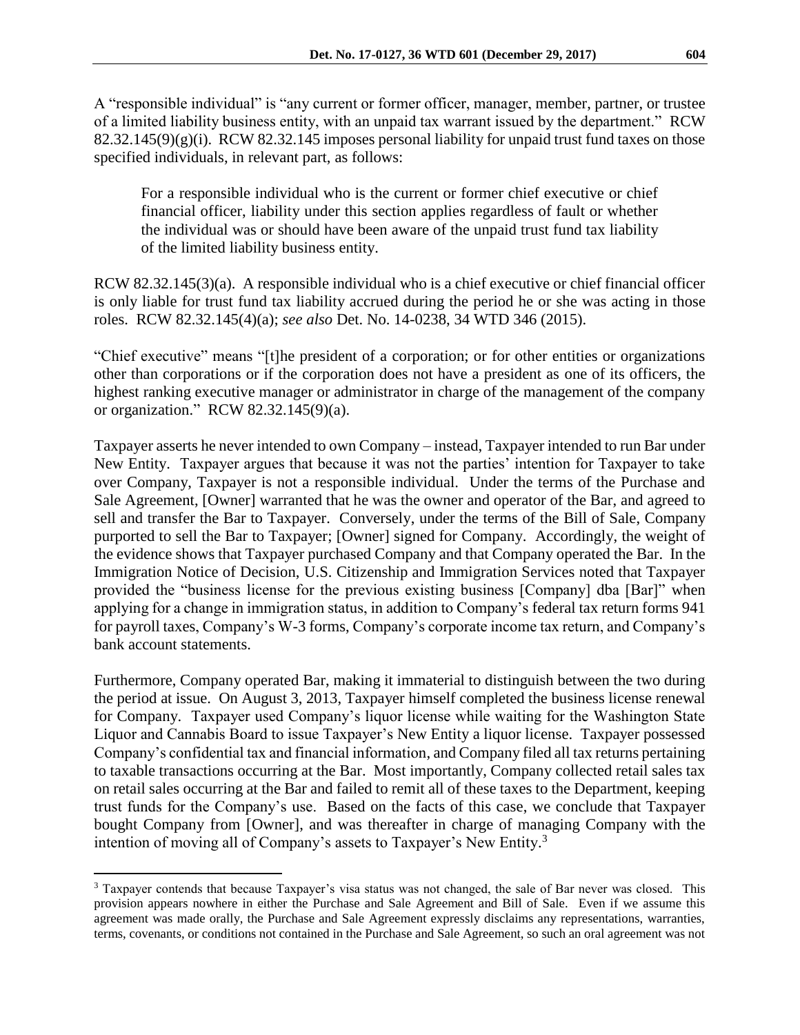A "responsible individual" is "any current or former officer, manager, member, partner, or trustee of a limited liability business entity, with an unpaid tax warrant issued by the department." RCW 82.32.145(9)(g)(i). RCW 82.32.145 imposes personal liability for unpaid trust fund taxes on those specified individuals, in relevant part, as follows:

> For a responsible individual who is the current or former chief executive or chief financial officer, liability under this section applies regardless of fault or whether the individual was or should have been aware of the unpaid trust fund tax liability of the limited liability business entity.

RCW 82.32.145(3)(a). A responsible individual who is a chief executive or chief financial officer is only liable for trust fund tax liability accrued during the period he or she was acting in those roles. RCW 82.32.145(4)(a); *see also* Det. No. 14-0238, 34 WTD 346 (2015).

"Chief executive" means "[t]he president of a corporation; or for other entities or organizations other than corporations or if the corporation does not have a president as one of its officers, the highest ranking executive manager or administrator in charge of the management of the company or organization." RCW 82.32.145(9)(a).

Taxpayer asserts he never intended to own Company – instead, Taxpayer intended to run Bar under New Entity. Taxpayer argues that because it was not the parties' intention for Taxpayer to take over Company, Taxpayer is not a responsible individual. Under the terms of the Purchase and Sale Agreement, [Owner] warranted that he was the owner and operator of the Bar, and agreed to sell and transfer the Bar to Taxpayer. Conversely, under the terms of the Bill of Sale, Company purported to sell the Bar to Taxpayer; [Owner] signed for Company. Accordingly, the weight of the evidence shows that Taxpayer purchased Company and that Company operated the Bar. In the Immigration Notice of Decision, U.S. Citizenship and Immigration Services noted that Taxpayer provided the "business license for the previous existing business [Company] dba [Bar]" when applying for a change in immigration status, in addition to Company's federal tax return forms 941 for payroll taxes, Company's W-3 forms, Company's corporate income tax return, and Company's bank account statements.

Furthermore, Company operated Bar, making it immaterial to distinguish between the two during the period at issue. On August 3, 2013, Taxpayer himself completed the business license renewal for Company. Taxpayer used Company's liquor license while waiting for the Washington State Liquor and Cannabis Board to issue Taxpayer's New Entity a liquor license. Taxpayer possessed Company's confidential tax and financial information, and Company filed all tax returns pertaining to taxable transactions occurring at the Bar. Most importantly, Company collected retail sales tax on retail sales occurring at the Bar and failed to remit all of these taxes to the Department, keeping trust funds for the Company's use. Based on the facts of this case, we conclude that Taxpayer bought Company from [Owner], and was thereafter in charge of managing Company with the intention of moving all of Company's assets to Taxpayer's New Entity.[3]

---

[3] Taxpayer contends that because Taxpayer's visa status was not changed, the sale of Bar never was closed. This provision appears nowhere in either the Purchase and Sale Agreement and Bill of Sale. Even if we assume this agreement was made orally, the Purchase and Sale Agreement expressly disclaims any representations, warranties, terms, covenants, or conditions not contained in the Purchase and Sale Agreement, so such an oral agreement was not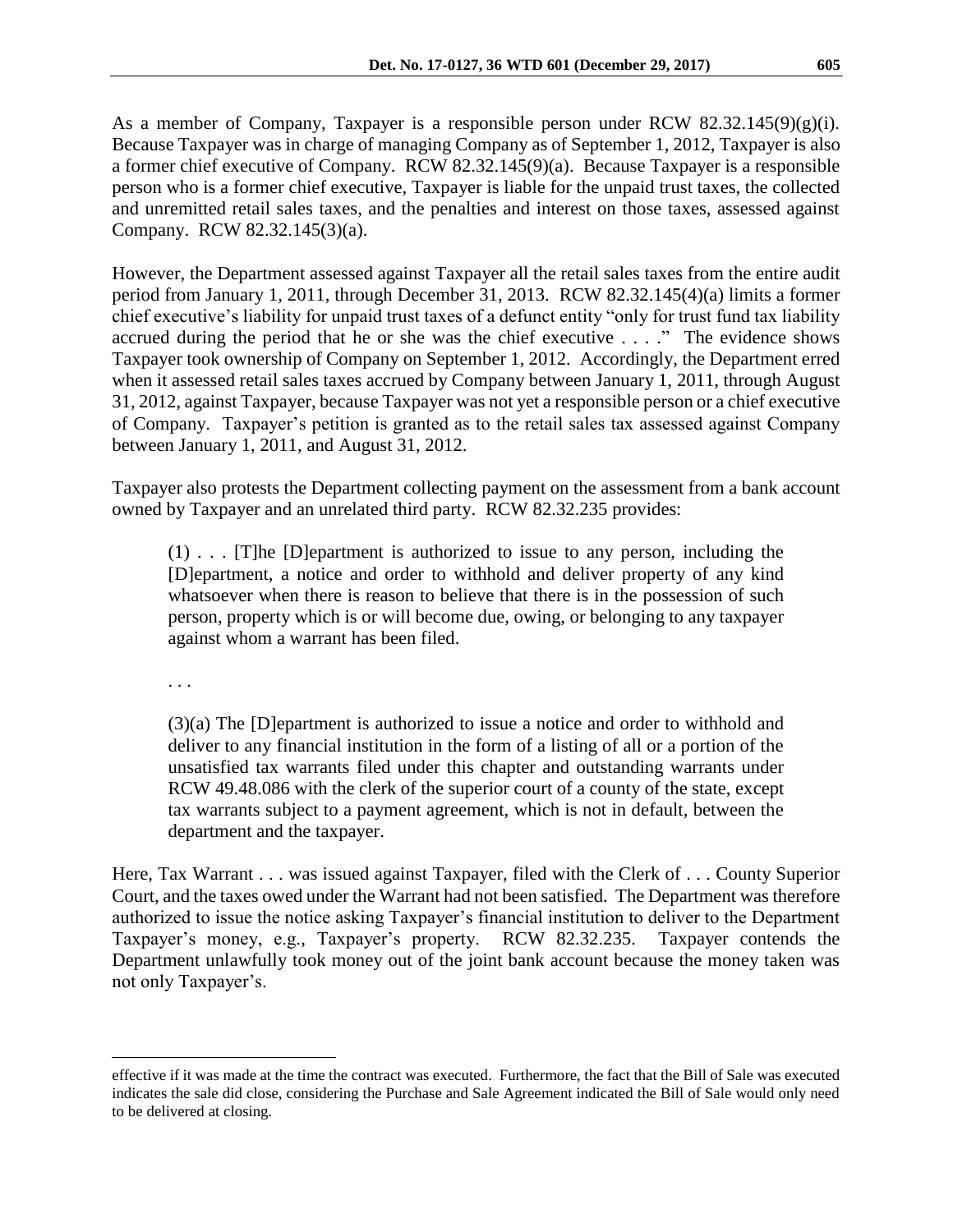As a member of Company, Taxpayer is a responsible person under RCW 82.32.145(9)(g)(i). Because Taxpayer was in charge of managing Company as of September 1, 2012, Taxpayer is also a former chief executive of Company. RCW 82.32.145(9)(a). Because Taxpayer is a responsible person who is a former chief executive, Taxpayer is liable for the unpaid trust taxes, the collected and unremitted retail sales taxes, and the penalties and interest on those taxes, assessed against Company. RCW 82.32.145(3)(a).

However, the Department assessed against Taxpayer all the retail sales taxes from the entire audit period from January 1, 2011, through December 31, 2013. RCW 82.32.145(4)(a) limits a former chief executive's liability for unpaid trust taxes of a defunct entity "only for trust fund tax liability accrued during the period that he or she was the chief executive . . . ." The evidence shows Taxpayer took ownership of Company on September 1, 2012. Accordingly, the Department erred when it assessed retail sales taxes accrued by Company between January 1, 2011, through August 31, 2012, against Taxpayer, because Taxpayer was not yet a responsible person or a chief executive of Company. Taxpayer's petition is granted as to the retail sales tax assessed against Company between January 1, 2011, and August 31, 2012.

Taxpayer also protests the Department collecting payment on the assessment from a bank account owned by Taxpayer and an unrelated third party. RCW 82.32.235 provides:

> (1) . . . [T]he [D]epartment is authorized to issue to any person, including the [D]epartment, a notice and order to withhold and deliver property of any kind whatsoever when there is reason to believe that there is in the possession of such person, property which is or will become due, owing, or belonging to any taxpayer against whom a warrant has been filed.
>
> . . .
>
> (3)(a) The [D]epartment is authorized to issue a notice and order to withhold and deliver to any financial institution in the form of a listing of all or a portion of the unsatisfied tax warrants filed under this chapter and outstanding warrants under RCW 49.48.086 with the clerk of the superior court of a county of the state, except tax warrants subject to a payment agreement, which is not in default, between the department and the taxpayer.

Here, Tax Warrant . . . was issued against Taxpayer, filed with the Clerk of . . . County Superior Court, and the taxes owed under the Warrant had not been satisfied. The Department was therefore authorized to issue the notice asking Taxpayer's financial institution to deliver to the Department Taxpayer's money, e.g., Taxpayer's property. RCW 82.32.235. Taxpayer contends the Department unlawfully took money out of the joint bank account because the money taken was not only Taxpayer's.

---

effective if it was made at the time the contract was executed. Furthermore, the fact that the Bill of Sale was executed indicates the sale did close, considering the Purchase and Sale Agreement indicated the Bill of Sale would only need to be delivered at closing.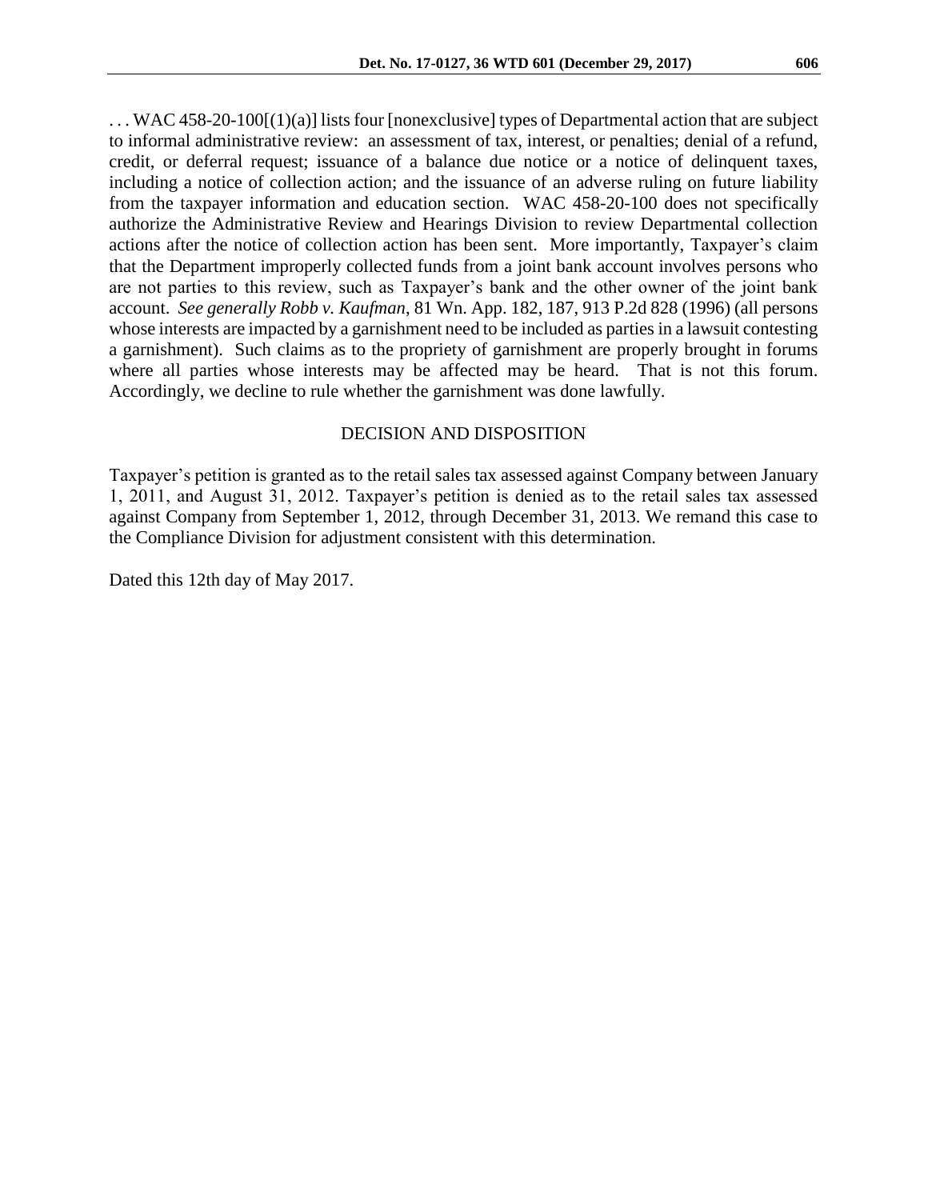. . . WAC 458-20-100[(1)(a)] lists four [nonexclusive] types of Departmental action that are subject to informal administrative review: an assessment of tax, interest, or penalties; denial of a refund, credit, or deferral request; issuance of a balance due notice or a notice of delinquent taxes, including a notice of collection action; and the issuance of an adverse ruling on future liability from the taxpayer information and education section. WAC 458-20-100 does not specifically authorize the Administrative Review and Hearings Division to review Departmental collection actions after the notice of collection action has been sent. More importantly, Taxpayer's claim that the Department improperly collected funds from a joint bank account involves persons who are not parties to this review, such as Taxpayer's bank and the other owner of the joint bank account. *See generally Robb v. Kaufman*, 81 Wn. App. 182, 187, 913 P.2d 828 (1996) (all persons whose interests are impacted by a garnishment need to be included as parties in a lawsuit contesting a garnishment). Such claims as to the propriety of garnishment are properly brought in forums where all parties whose interests may be affected may be heard. That is not this forum. Accordingly, we decline to rule whether the garnishment was done lawfully.

## DECISION AND DISPOSITION

Taxpayer's petition is granted as to the retail sales tax assessed against Company between January 1, 2011, and August 31, 2012. Taxpayer's petition is denied as to the retail sales tax assessed against Company from September 1, 2012, through December 31, 2013. We remand this case to the Compliance Division for adjustment consistent with this determination.

Dated this 12th day of May 2017.